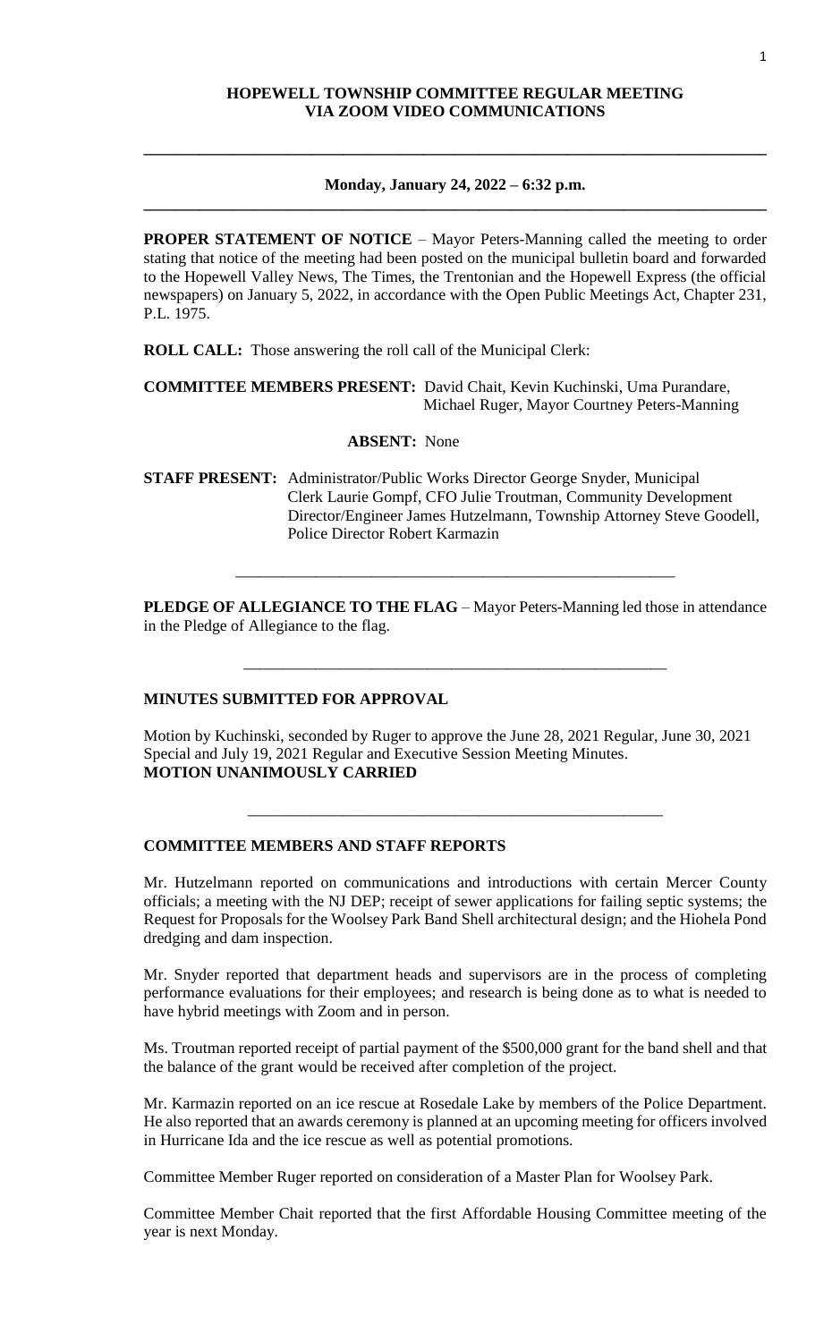# HOPEWELL TOWNSHIP COMMITTEE REGULAR MEETING VIA ZOOM VIDEO COMMUNICATIONS

---

**Monday, January 24, 2022 – 6:32 p.m.**

---

**PROPER STATEMENT OF NOTICE** – Mayor Peters-Manning called the meeting to order stating that notice of the meeting had been posted on the municipal bulletin board and forwarded to the Hopewell Valley News, The Times, the Trentonian and the Hopewell Express (the official newspapers) on January 5, 2022, in accordance with the Open Public Meetings Act, Chapter 231, P.L. 1975.

**ROLL CALL:** Those answering the roll call of the Municipal Clerk:

**COMMITTEE MEMBERS PRESENT:** David Chait, Kevin Kuchinski, Uma Purandare, Michael Ruger, Mayor Courtney Peters-Manning

**ABSENT:** None

**STAFF PRESENT:** Administrator/Public Works Director George Snyder, Municipal Clerk Laurie Gompf, CFO Julie Troutman, Community Development Director/Engineer James Hutzelmann, Township Attorney Steve Goodell, Police Director Robert Karmazin

---

**PLEDGE OF ALLEGIANCE TO THE FLAG** – Mayor Peters-Manning led those in attendance in the Pledge of Allegiance to the flag.

---

**MINUTES SUBMITTED FOR APPROVAL**

Motion by Kuchinski, seconded by Ruger to approve the June 28, 2021 Regular, June 30, 2021 Special and July 19, 2021 Regular and Executive Session Meeting Minutes.
**MOTION UNANIMOUSLY CARRIED**

---

**COMMITTEE MEMBERS AND STAFF REPORTS**

Mr. Hutzelmann reported on communications and introductions with certain Mercer County officials; a meeting with the NJ DEP; receipt of sewer applications for failing septic systems; the Request for Proposals for the Woolsey Park Band Shell architectural design; and the Hiohela Pond dredging and dam inspection.

Mr. Snyder reported that department heads and supervisors are in the process of completing performance evaluations for their employees; and research is being done as to what is needed to have hybrid meetings with Zoom and in person.

Ms. Troutman reported receipt of partial payment of the $500,000 grant for the band shell and that the balance of the grant would be received after completion of the project.

Mr. Karmazin reported on an ice rescue at Rosedale Lake by members of the Police Department. He also reported that an awards ceremony is planned at an upcoming meeting for officers involved in Hurricane Ida and the ice rescue as well as potential promotions.

Committee Member Ruger reported on consideration of a Master Plan for Woolsey Park.

Committee Member Chait reported that the first Affordable Housing Committee meeting of the year is next Monday.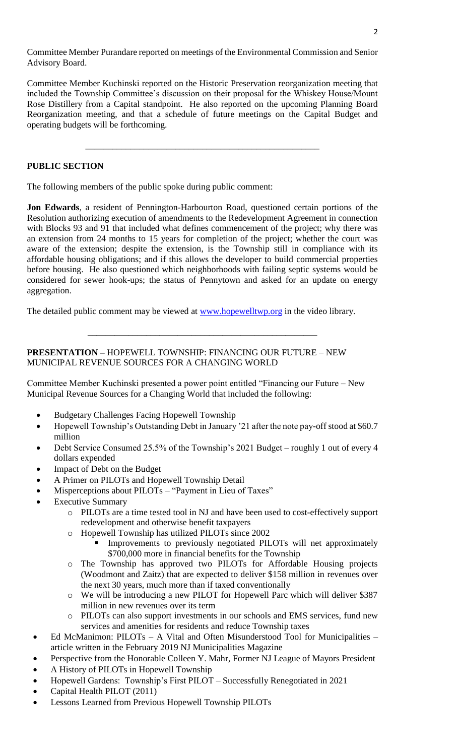Committee Member Purandare reported on meetings of the Environmental Commission and Senior Advisory Board.

Committee Member Kuchinski reported on the Historic Preservation reorganization meeting that included the Township Committee's discussion on their proposal for the Whiskey House/Mount Rose Distillery from a Capital standpoint. He also reported on the upcoming Planning Board Reorganization meeting, and that a schedule of future meetings on the Capital Budget and operating budgets will be forthcoming.

---

**PUBLIC SECTION**

The following members of the public spoke during public comment:

**Jon Edwards**, a resident of Pennington-Harbourton Road, questioned certain portions of the Resolution authorizing execution of amendments to the Redevelopment Agreement in connection with Blocks 93 and 91 that included what defines commencement of the project; why there was an extension from 24 months to 15 years for completion of the project; whether the court was aware of the extension; despite the extension, is the Township still in compliance with its affordable housing obligations; and if this allows the developer to build commercial properties before housing. He also questioned which neighborhoods with failing septic systems would be considered for sewer hook-ups; the status of Pennytown and asked for an update on energy aggregation.

The detailed public comment may be viewed at www.hopewelltwp.org in the video library.

---

**PRESENTATION –** HOPEWELL TOWNSHIP: FINANCING OUR FUTURE – NEW MUNICIPAL REVENUE SOURCES FOR A CHANGING WORLD

Committee Member Kuchinski presented a power point entitled "Financing our Future – New Municipal Revenue Sources for a Changing World that included the following:

- Budgetary Challenges Facing Hopewell Township
- Hopewell Township's Outstanding Debt in January '21 after the note pay-off stood at $60.7 million
- Debt Service Consumed 25.5% of the Township's 2021 Budget – roughly 1 out of every 4 dollars expended
- Impact of Debt on the Budget
- A Primer on PILOTs and Hopewell Township Detail
- Misperceptions about PILOTs – "Payment in Lieu of Taxes"
- Executive Summary
  - PILOTs are a time tested tool in NJ and have been used to cost-effectively support redevelopment and otherwise benefit taxpayers
  - Hopewell Township has utilized PILOTs since 2002
    - Improvements to previously negotiated PILOTs will net approximately $700,000 more in financial benefits for the Township
  - The Township has approved two PILOTs for Affordable Housing projects (Woodmont and Zaitz) that are expected to deliver $158 million in revenues over the next 30 years, much more than if taxed conventionally
  - We will be introducing a new PILOT for Hopewell Parc which will deliver $387 million in new revenues over its term
  - PILOTs can also support investments in our schools and EMS services, fund new services and amenities for residents and reduce Township taxes
- Ed McManimon: PILOTs – A Vital and Often Misunderstood Tool for Municipalities – article written in the February 2019 NJ Municipalities Magazine
- Perspective from the Honorable Colleen Y. Mahr, Former NJ League of Mayors President
- A History of PILOTs in Hopewell Township
- Hopewell Gardens: Township's First PILOT – Successfully Renegotiated in 2021
- Capital Health PILOT (2011)
- Lessons Learned from Previous Hopewell Township PILOTs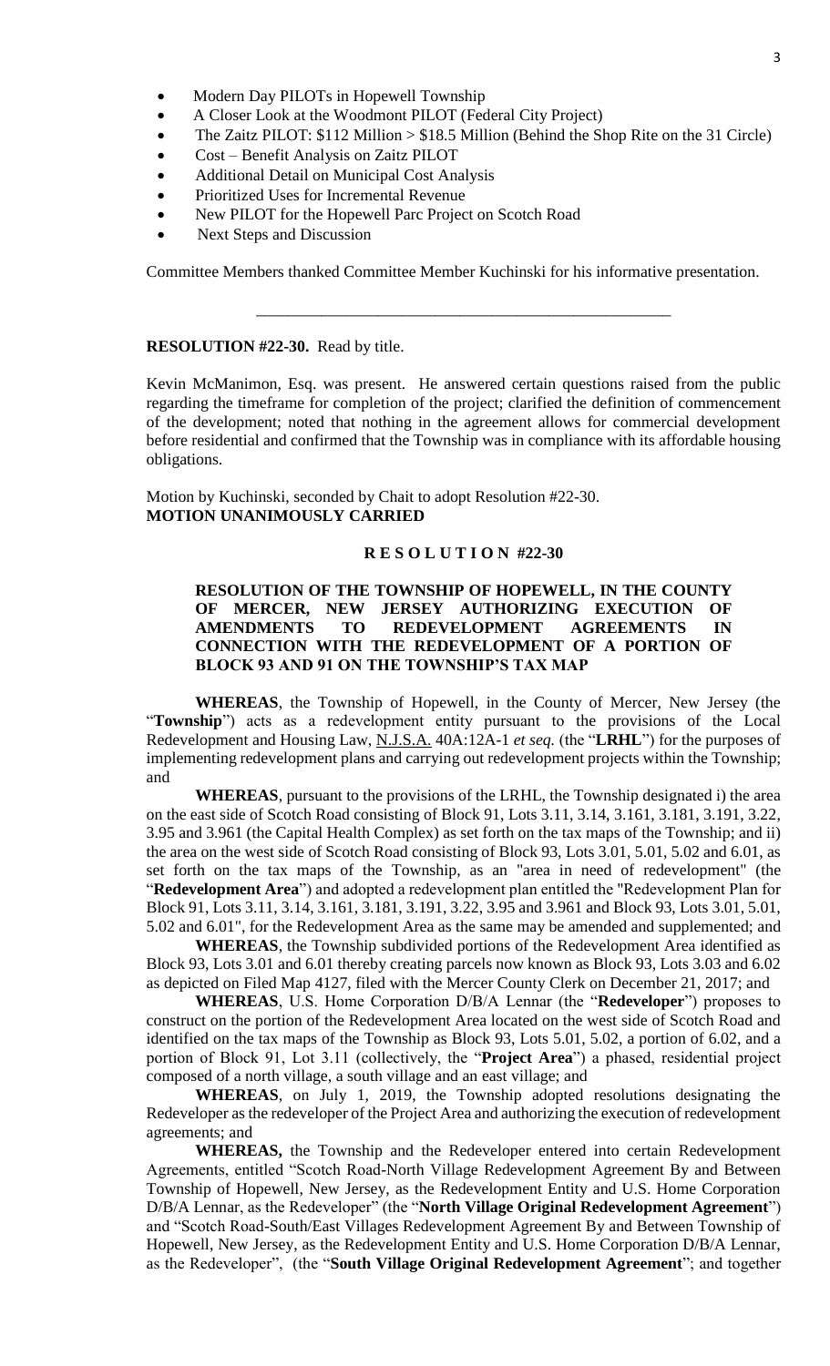- Modern Day PILOTs in Hopewell Township
- A Closer Look at the Woodmont PILOT (Federal City Project)
- The Zaitz PILOT: $112 Million > $18.5 Million (Behind the Shop Rite on the 31 Circle)
- Cost – Benefit Analysis on Zaitz PILOT
- Additional Detail on Municipal Cost Analysis
- Prioritized Uses for Incremental Revenue
- New PILOT for the Hopewell Parc Project on Scotch Road
- Next Steps and Discussion

Committee Members thanked Committee Member Kuchinski for his informative presentation.

---

**RESOLUTION #22-30.** Read by title.

Kevin McManimon, Esq. was present. He answered certain questions raised from the public regarding the timeframe for completion of the project; clarified the definition of commencement of the development; noted that nothing in the agreement allows for commercial development before residential and confirmed that the Township was in compliance with its affordable housing obligations.

Motion by Kuchinski, seconded by Chait to adopt Resolution #22-30.
**MOTION UNANIMOUSLY CARRIED**

**R E S O L U T I O N #22-30**

**RESOLUTION OF THE TOWNSHIP OF HOPEWELL, IN THE COUNTY OF MERCER, NEW JERSEY AUTHORIZING EXECUTION OF AMENDMENTS TO REDEVELOPMENT AGREEMENTS IN CONNECTION WITH THE REDEVELOPMENT OF A PORTION OF BLOCK 93 AND 91 ON THE TOWNSHIP'S TAX MAP**

**WHEREAS**, the Township of Hopewell, in the County of Mercer, New Jersey (the "**Township**") acts as a redevelopment entity pursuant to the provisions of the Local Redevelopment and Housing Law, N.J.S.A. 40A:12A-1 *et seq.* (the "**LRHL**") for the purposes of implementing redevelopment plans and carrying out redevelopment projects within the Township; and

**WHEREAS**, pursuant to the provisions of the LRHL, the Township designated i) the area on the east side of Scotch Road consisting of Block 91, Lots 3.11, 3.14, 3.161, 3.181, 3.191, 3.22, 3.95 and 3.961 (the Capital Health Complex) as set forth on the tax maps of the Township; and ii) the area on the west side of Scotch Road consisting of Block 93, Lots 3.01, 5.01, 5.02 and 6.01, as set forth on the tax maps of the Township, as an "area in need of redevelopment" (the "**Redevelopment Area**") and adopted a redevelopment plan entitled the "Redevelopment Plan for Block 91, Lots 3.11, 3.14, 3.161, 3.181, 3.191, 3.22, 3.95 and 3.961 and Block 93, Lots 3.01, 5.01, 5.02 and 6.01", for the Redevelopment Area as the same may be amended and supplemented; and

**WHEREAS**, the Township subdivided portions of the Redevelopment Area identified as Block 93, Lots 3.01 and 6.01 thereby creating parcels now known as Block 93, Lots 3.03 and 6.02 as depicted on Filed Map 4127, filed with the Mercer County Clerk on December 21, 2017; and

**WHEREAS**, U.S. Home Corporation D/B/A Lennar (the "**Redeveloper**") proposes to construct on the portion of the Redevelopment Area located on the west side of Scotch Road and identified on the tax maps of the Township as Block 93, Lots 5.01, 5.02, a portion of 6.02, and a portion of Block 91, Lot 3.11 (collectively, the "**Project Area**") a phased, residential project composed of a north village, a south village and an east village; and

**WHEREAS**, on July 1, 2019, the Township adopted resolutions designating the Redeveloper as the redeveloper of the Project Area and authorizing the execution of redevelopment agreements; and

**WHEREAS,** the Township and the Redeveloper entered into certain Redevelopment Agreements, entitled "Scotch Road-North Village Redevelopment Agreement By and Between Township of Hopewell, New Jersey, as the Redevelopment Entity and U.S. Home Corporation D/B/A Lennar, as the Redeveloper" (the "**North Village Original Redevelopment Agreement**") and "Scotch Road-South/East Villages Redevelopment Agreement By and Between Township of Hopewell, New Jersey, as the Redevelopment Entity and U.S. Home Corporation D/B/A Lennar, as the Redeveloper", (the "**South Village Original Redevelopment Agreement**"; and together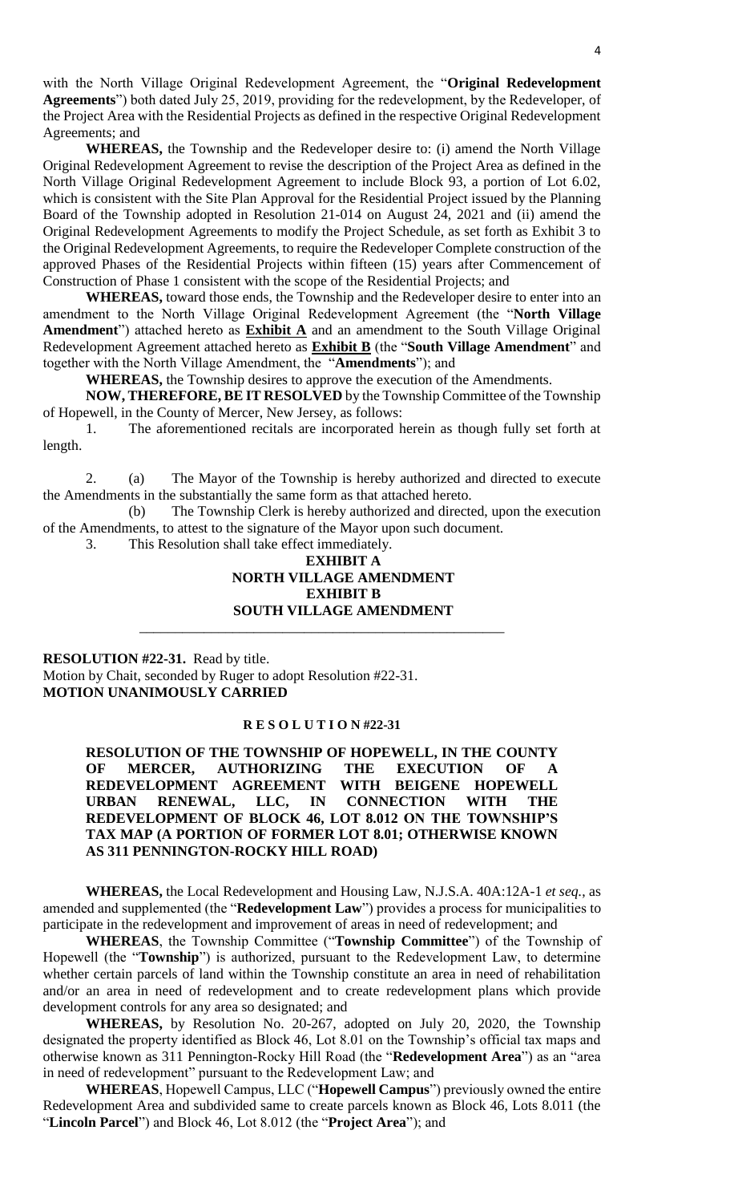with the North Village Original Redevelopment Agreement, the "**Original Redevelopment Agreements**") both dated July 25, 2019, providing for the redevelopment, by the Redeveloper, of the Project Area with the Residential Projects as defined in the respective Original Redevelopment Agreements; and

**WHEREAS,** the Township and the Redeveloper desire to: (i) amend the North Village Original Redevelopment Agreement to revise the description of the Project Area as defined in the North Village Original Redevelopment Agreement to include Block 93, a portion of Lot 6.02, which is consistent with the Site Plan Approval for the Residential Project issued by the Planning Board of the Township adopted in Resolution 21-014 on August 24, 2021 and (ii) amend the Original Redevelopment Agreements to modify the Project Schedule, as set forth as Exhibit 3 to the Original Redevelopment Agreements, to require the Redeveloper Complete construction of the approved Phases of the Residential Projects within fifteen (15) years after Commencement of Construction of Phase 1 consistent with the scope of the Residential Projects; and

**WHEREAS,** toward those ends, the Township and the Redeveloper desire to enter into an amendment to the North Village Original Redevelopment Agreement (the "**North Village Amendment**") attached hereto as **Exhibit A** and an amendment to the South Village Original Redevelopment Agreement attached hereto as **Exhibit B** (the "**South Village Amendment**" and together with the North Village Amendment, the "**Amendments**"); and

**WHEREAS,** the Township desires to approve the execution of the Amendments.

**NOW, THEREFORE, BE IT RESOLVED** by the Township Committee of the Township of Hopewell, in the County of Mercer, New Jersey, as follows:

1. The aforementioned recitals are incorporated herein as though fully set forth at length.

2. (a) The Mayor of the Township is hereby authorized and directed to execute the Amendments in the substantially the same form as that attached hereto.

   (b) The Township Clerk is hereby authorized and directed, upon the execution of the Amendments, to attest to the signature of the Mayor upon such document.

3. This Resolution shall take effect immediately.

**EXHIBIT A**
**NORTH VILLAGE AMENDMENT**
**EXHIBIT B**
**SOUTH VILLAGE AMENDMENT**

---

**RESOLUTION #22-31.** Read by title.
Motion by Chait, seconded by Ruger to adopt Resolution #22-31.
**MOTION UNANIMOUSLY CARRIED**

**R E S O L U T I O N #22-31**

**RESOLUTION OF THE TOWNSHIP OF HOPEWELL, IN THE COUNTY OF MERCER, AUTHORIZING THE EXECUTION OF A REDEVELOPMENT AGREEMENT WITH BEIGENE HOPEWELL URBAN RENEWAL, LLC, IN CONNECTION WITH THE REDEVELOPMENT OF BLOCK 46, LOT 8.012 ON THE TOWNSHIP'S TAX MAP (A PORTION OF FORMER LOT 8.01; OTHERWISE KNOWN AS 311 PENNINGTON-ROCKY HILL ROAD)**

**WHEREAS,** the Local Redevelopment and Housing Law, N.J.S.A. 40A:12A-1 *et seq.*, as amended and supplemented (the "**Redevelopment Law**") provides a process for municipalities to participate in the redevelopment and improvement of areas in need of redevelopment; and

**WHEREAS**, the Township Committee ("**Township Committee**") of the Township of Hopewell (the "**Township**") is authorized, pursuant to the Redevelopment Law, to determine whether certain parcels of land within the Township constitute an area in need of rehabilitation and/or an area in need of redevelopment and to create redevelopment plans which provide development controls for any area so designated; and

**WHEREAS,** by Resolution No. 20-267, adopted on July 20, 2020, the Township designated the property identified as Block 46, Lot 8.01 on the Township's official tax maps and otherwise known as 311 Pennington-Rocky Hill Road (the "**Redevelopment Area**") as an "area in need of redevelopment" pursuant to the Redevelopment Law; and

**WHEREAS**, Hopewell Campus, LLC ("**Hopewell Campus**") previously owned the entire Redevelopment Area and subdivided same to create parcels known as Block 46, Lots 8.011 (the "**Lincoln Parcel**") and Block 46, Lot 8.012 (the "**Project Area**"); and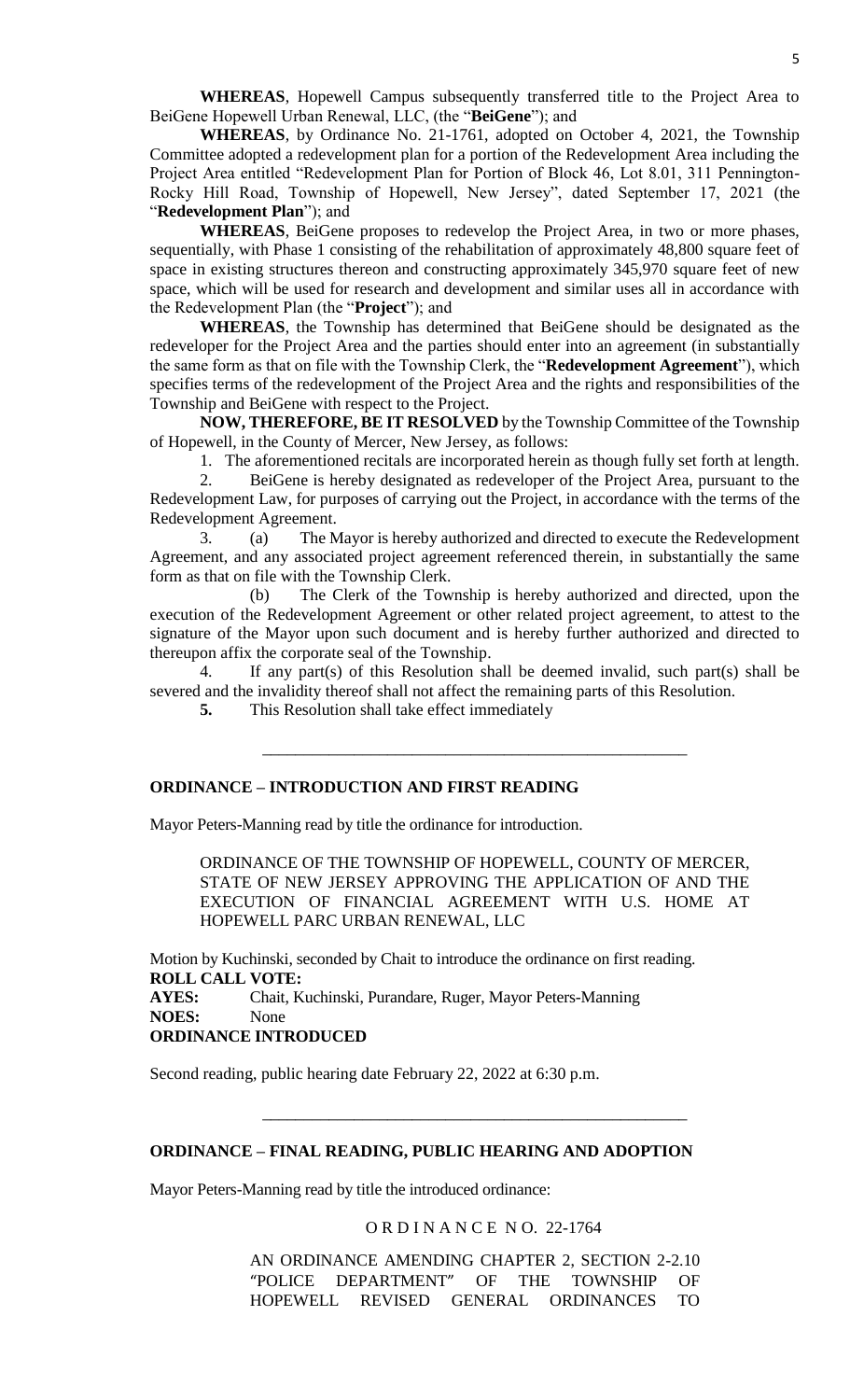**WHEREAS**, Hopewell Campus subsequently transferred title to the Project Area to BeiGene Hopewell Urban Renewal, LLC, (the "**BeiGene**"); and

**WHEREAS**, by Ordinance No. 21-1761, adopted on October 4, 2021, the Township Committee adopted a redevelopment plan for a portion of the Redevelopment Area including the Project Area entitled "Redevelopment Plan for Portion of Block 46, Lot 8.01, 311 Pennington-Rocky Hill Road, Township of Hopewell, New Jersey", dated September 17, 2021 (the "**Redevelopment Plan**"); and

**WHEREAS**, BeiGene proposes to redevelop the Project Area, in two or more phases, sequentially, with Phase 1 consisting of the rehabilitation of approximately 48,800 square feet of space in existing structures thereon and constructing approximately 345,970 square feet of new space, which will be used for research and development and similar uses all in accordance with the Redevelopment Plan (the "**Project**"); and

**WHEREAS**, the Township has determined that BeiGene should be designated as the redeveloper for the Project Area and the parties should enter into an agreement (in substantially the same form as that on file with the Township Clerk, the "**Redevelopment Agreement**"), which specifies terms of the redevelopment of the Project Area and the rights and responsibilities of the Township and BeiGene with respect to the Project.

**NOW, THEREFORE, BE IT RESOLVED** by the Township Committee of the Township of Hopewell, in the County of Mercer, New Jersey, as follows:

1. The aforementioned recitals are incorporated herein as though fully set forth at length.
2. BeiGene is hereby designated as redeveloper of the Project Area, pursuant to the Redevelopment Law, for purposes of carrying out the Project, in accordance with the terms of the Redevelopment Agreement.
3. (a) The Mayor is hereby authorized and directed to execute the Redevelopment Agreement, and any associated project agreement referenced therein, in substantially the same form as that on file with the Township Clerk.

   (b) The Clerk of the Township is hereby authorized and directed, upon the execution of the Redevelopment Agreement or other related project agreement, to attest to the signature of the Mayor upon such document and is hereby further authorized and directed to thereupon affix the corporate seal of the Township.
4. If any part(s) of this Resolution shall be deemed invalid, such part(s) shall be severed and the invalidity thereof shall not affect the remaining parts of this Resolution.
5. This Resolution shall take effect immediately

---

**ORDINANCE – INTRODUCTION AND FIRST READING**

Mayor Peters-Manning read by title the ordinance for introduction.

ORDINANCE OF THE TOWNSHIP OF HOPEWELL, COUNTY OF MERCER, STATE OF NEW JERSEY APPROVING THE APPLICATION OF AND THE EXECUTION OF FINANCIAL AGREEMENT WITH U.S. HOME AT HOPEWELL PARC URBAN RENEWAL, LLC

Motion by Kuchinski, seconded by Chait to introduce the ordinance on first reading.

**ROLL CALL VOTE:**
**AYES:** Chait, Kuchinski, Purandare, Ruger, Mayor Peters-Manning
**NOES:** None
**ORDINANCE INTRODUCED**

Second reading, public hearing date February 22, 2022 at 6:30 p.m.

---

**ORDINANCE – FINAL READING, PUBLIC HEARING AND ADOPTION**

Mayor Peters-Manning read by title the introduced ordinance:

O R D I N A N C E N O. 22-1764

AN ORDINANCE AMENDING CHAPTER 2, SECTION 2-2.10 "POLICE DEPARTMENT" OF THE TOWNSHIP OF HOPEWELL REVISED GENERAL ORDINANCES TO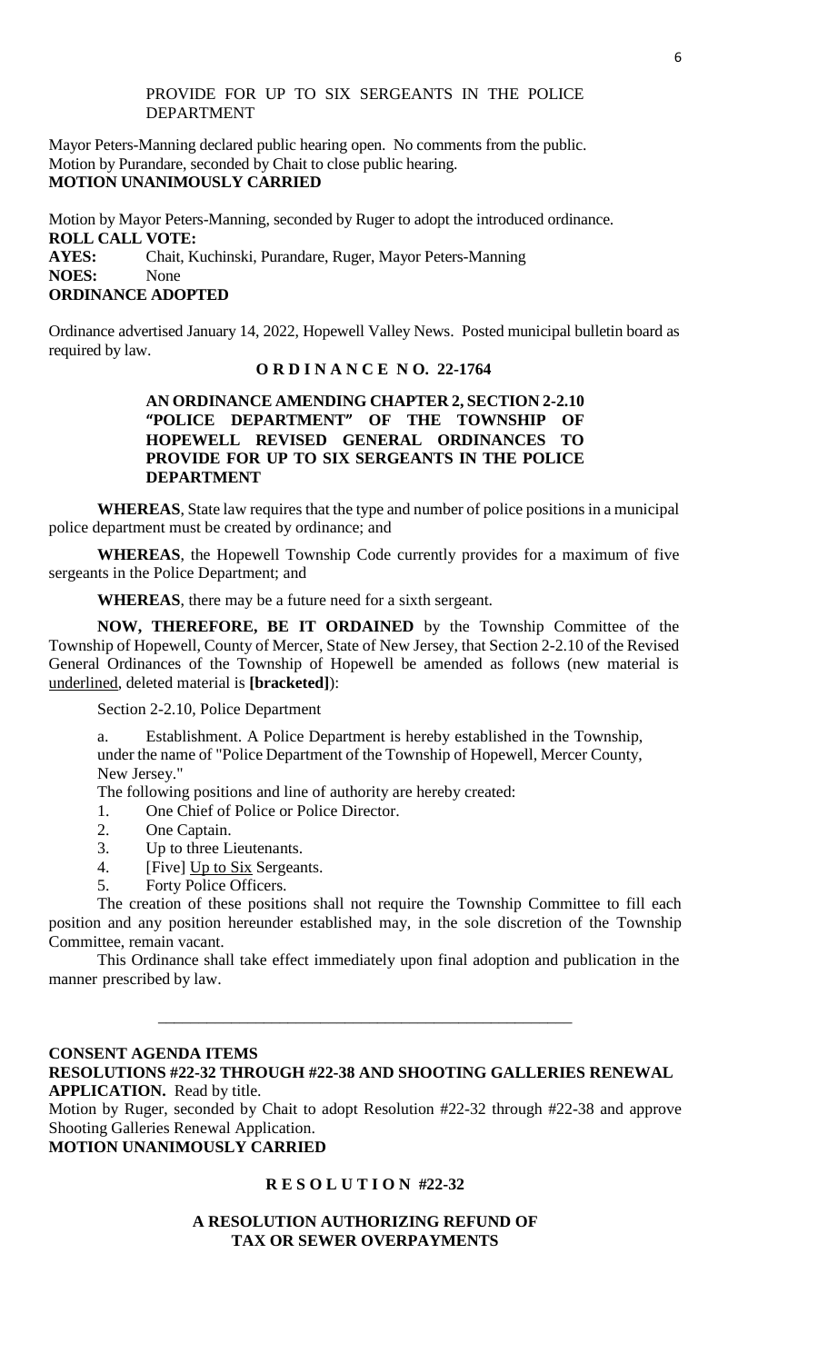PROVIDE FOR UP TO SIX SERGEANTS IN THE POLICE DEPARTMENT

Mayor Peters-Manning declared public hearing open. No comments from the public.
Motion by Purandare, seconded by Chait to close public hearing.
**MOTION UNANIMOUSLY CARRIED**

Motion by Mayor Peters-Manning, seconded by Ruger to adopt the introduced ordinance.
**ROLL CALL VOTE:**
**AYES:** Chait, Kuchinski, Purandare, Ruger, Mayor Peters-Manning
**NOES:** None
**ORDINANCE ADOPTED**

Ordinance advertised January 14, 2022, Hopewell Valley News. Posted municipal bulletin board as required by law.

**O R D I N A N C E N O. 22-1764**

**AN ORDINANCE AMENDING CHAPTER 2, SECTION 2-2.10 "POLICE DEPARTMENT" OF THE TOWNSHIP OF HOPEWELL REVISED GENERAL ORDINANCES TO PROVIDE FOR UP TO SIX SERGEANTS IN THE POLICE DEPARTMENT**

**WHEREAS**, State law requires that the type and number of police positions in a municipal police department must be created by ordinance; and

**WHEREAS**, the Hopewell Township Code currently provides for a maximum of five sergeants in the Police Department; and

**WHEREAS**, there may be a future need for a sixth sergeant.

**NOW, THEREFORE, BE IT ORDAINED** by the Township Committee of the Township of Hopewell, County of Mercer, State of New Jersey, that Section 2-2.10 of the Revised General Ordinances of the Township of Hopewell be amended as follows (new material is <u>underlined</u>, deleted material is **[bracketed]**):

Section 2-2.10, Police Department

a. Establishment. A Police Department is hereby established in the Township, under the name of "Police Department of the Township of Hopewell, Mercer County, New Jersey."

The following positions and line of authority are hereby created:

1. One Chief of Police or Police Director.
2. One Captain.
3. Up to three Lieutenants.
4. [Five] <u>Up to Six</u> Sergeants.
5. Forty Police Officers.

The creation of these positions shall not require the Township Committee to fill each position and any position hereunder established may, in the sole discretion of the Township Committee, remain vacant.

This Ordinance shall take effect immediately upon final adoption and publication in the manner prescribed by law.

---

**CONSENT AGENDA ITEMS**
**RESOLUTIONS #22-32 THROUGH #22-38 AND SHOOTING GALLERIES RENEWAL APPLICATION.** Read by title.
Motion by Ruger, seconded by Chait to adopt Resolution #22-32 through #22-38 and approve Shooting Galleries Renewal Application.
**MOTION UNANIMOUSLY CARRIED**

**R E S O L U T I O N #22-32**

**A RESOLUTION AUTHORIZING REFUND OF TAX OR SEWER OVERPAYMENTS**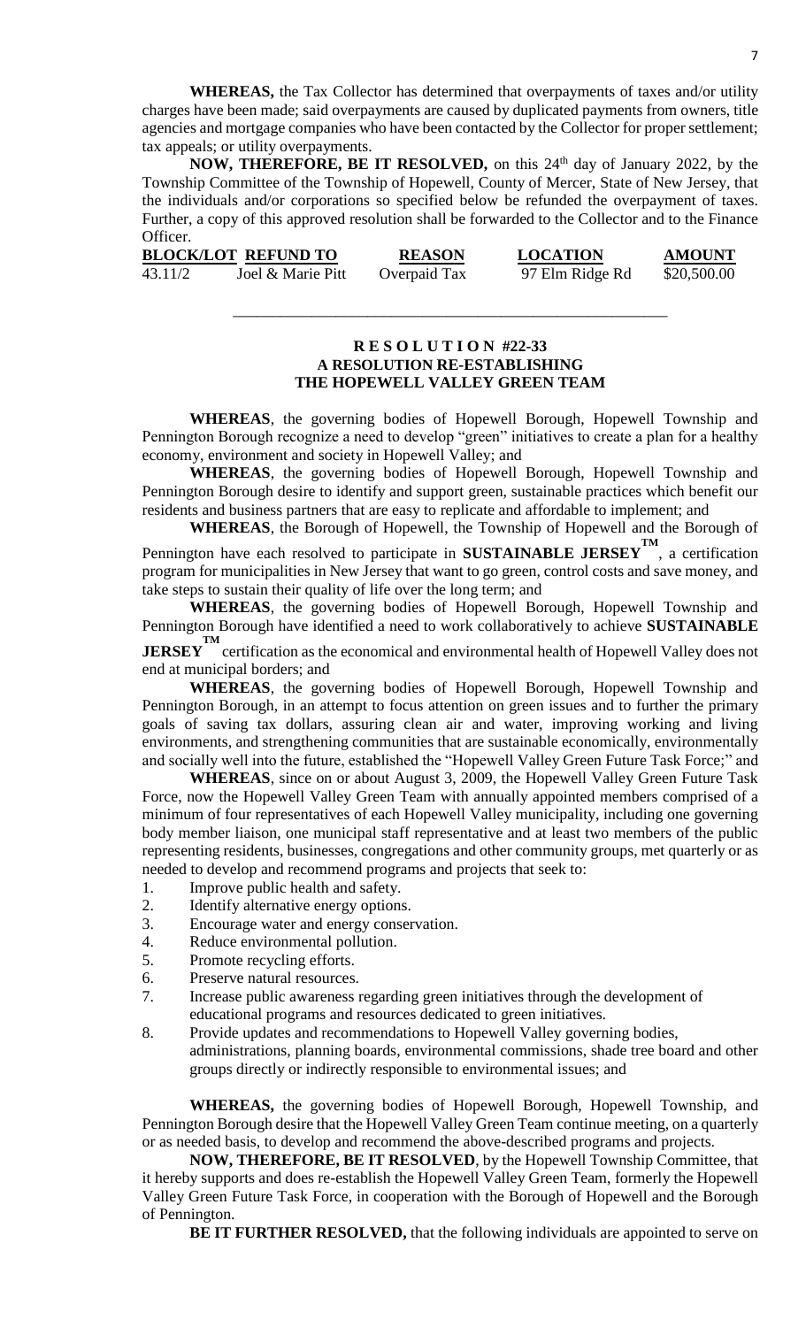**WHEREAS,** the Tax Collector has determined that overpayments of taxes and/or utility charges have been made; said overpayments are caused by duplicated payments from owners, title agencies and mortgage companies who have been contacted by the Collector for proper settlement; tax appeals; or utility overpayments.

**NOW, THEREFORE, BE IT RESOLVED,** on this 24th day of January 2022, by the Township Committee of the Township of Hopewell, County of Mercer, State of New Jersey, that the individuals and/or corporations so specified below be refunded the overpayment of taxes. Further, a copy of this approved resolution shall be forwarded to the Collector and to the Finance Officer.

| BLOCK/LOT | REFUND TO | REASON | LOCATION | AMOUNT |
|---|---|---|---|---|
| 43.11/2 | Joel & Marie Pitt | Overpaid Tax | 97 Elm Ridge Rd | \$20,500.00 |

---

**R E S O L U T I O N #22-33**
**A RESOLUTION RE-ESTABLISHING**
**THE HOPEWELL VALLEY GREEN TEAM**

**WHEREAS**, the governing bodies of Hopewell Borough, Hopewell Township and Pennington Borough recognize a need to develop "green" initiatives to create a plan for a healthy economy, environment and society in Hopewell Valley; and

**WHEREAS**, the governing bodies of Hopewell Borough, Hopewell Township and Pennington Borough desire to identify and support green, sustainable practices which benefit our residents and business partners that are easy to replicate and affordable to implement; and

**WHEREAS**, the Borough of Hopewell, the Township of Hopewell and the Borough of Pennington have each resolved to participate in **SUSTAINABLE JERSEY™**, a certification program for municipalities in New Jersey that want to go green, control costs and save money, and take steps to sustain their quality of life over the long term; and

**WHEREAS**, the governing bodies of Hopewell Borough, Hopewell Township and Pennington Borough have identified a need to work collaboratively to achieve **SUSTAINABLE JERSEY™** certification as the economical and environmental health of Hopewell Valley does not end at municipal borders; and

**WHEREAS**, the governing bodies of Hopewell Borough, Hopewell Township and Pennington Borough, in an attempt to focus attention on green issues and to further the primary goals of saving tax dollars, assuring clean air and water, improving working and living environments, and strengthening communities that are sustainable economically, environmentally and socially well into the future, established the "Hopewell Valley Green Future Task Force;" and

**WHEREAS**, since on or about August 3, 2009, the Hopewell Valley Green Future Task Force, now the Hopewell Valley Green Team with annually appointed members comprised of a minimum of four representatives of each Hopewell Valley municipality, including one governing body member liaison, one municipal staff representative and at least two members of the public representing residents, businesses, congregations and other community groups, met quarterly or as needed to develop and recommend programs and projects that seek to:

1. Improve public health and safety.
2. Identify alternative energy options.
3. Encourage water and energy conservation.
4. Reduce environmental pollution.
5. Promote recycling efforts.
6. Preserve natural resources.
7. Increase public awareness regarding green initiatives through the development of educational programs and resources dedicated to green initiatives.
8. Provide updates and recommendations to Hopewell Valley governing bodies, administrations, planning boards, environmental commissions, shade tree board and other groups directly or indirectly responsible to environmental issues; and

**WHEREAS,** the governing bodies of Hopewell Borough, Hopewell Township, and Pennington Borough desire that the Hopewell Valley Green Team continue meeting, on a quarterly or as needed basis, to develop and recommend the above-described programs and projects.

**NOW, THEREFORE, BE IT RESOLVED**, by the Hopewell Township Committee, that it hereby supports and does re-establish the Hopewell Valley Green Team, formerly the Hopewell Valley Green Future Task Force, in cooperation with the Borough of Hopewell and the Borough of Pennington.

**BE IT FURTHER RESOLVED,** that the following individuals are appointed to serve on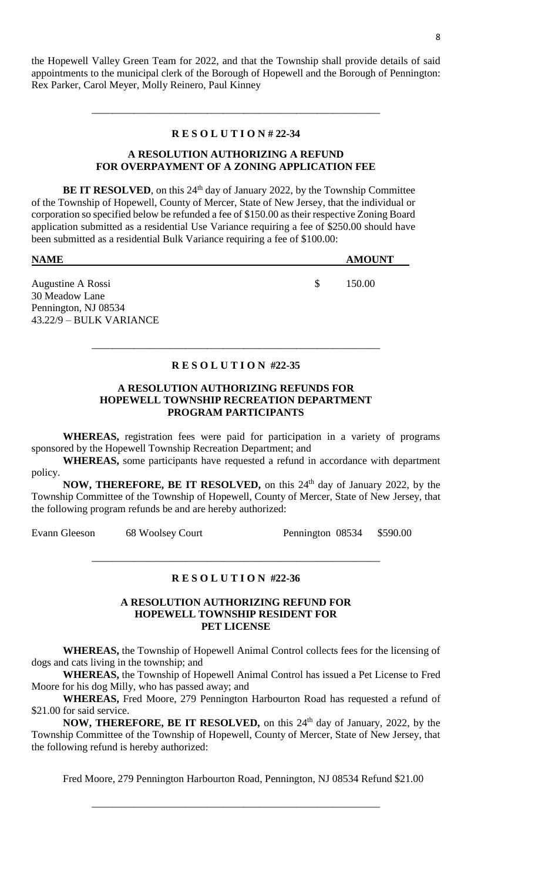the Hopewell Valley Green Team for 2022, and that the Township shall provide details of said appointments to the municipal clerk of the Borough of Hopewell and the Borough of Pennington: Rex Parker, Carol Meyer, Molly Reinero, Paul Kinney

---

**R E S O L U T I O N # 22-34**

**A RESOLUTION AUTHORIZING A REFUND FOR OVERPAYMENT OF A ZONING APPLICATION FEE**

**BE IT RESOLVED**, on this 24th day of January 2022, by the Township Committee of the Township of Hopewell, County of Mercer, State of New Jersey, that the individual or corporation so specified below be refunded a fee of $150.00 as their respective Zoning Board application submitted as a residential Use Variance requiring a fee of $250.00 should have been submitted as a residential Bulk Variance requiring a fee of $100.00:

| NAME | AMOUNT |
|---|---|
| Augustine A Rossi<br>30 Meadow Lane<br>Pennington, NJ 08534<br>43.22/9 – BULK VARIANCE | $ 150.00 |

---

**R E S O L U T I O N #22-35**

**A RESOLUTION AUTHORIZING REFUNDS FOR HOPEWELL TOWNSHIP RECREATION DEPARTMENT PROGRAM PARTICIPANTS**

**WHEREAS,** registration fees were paid for participation in a variety of programs sponsored by the Hopewell Township Recreation Department; and

**WHEREAS,** some participants have requested a refund in accordance with department policy.

**NOW, THEREFORE, BE IT RESOLVED,** on this 24th day of January 2022, by the Township Committee of the Township of Hopewell, County of Mercer, State of New Jersey, that the following program refunds be and are hereby authorized:

| | | | |
|---|---|---|---|
| Evann Gleeson | 68 Woolsey Court | Pennington 08534 | $590.00 |

---

**R E S O L U T I O N #22-36**

**A RESOLUTION AUTHORIZING REFUND FOR HOPEWELL TOWNSHIP RESIDENT FOR PET LICENSE**

**WHEREAS,** the Township of Hopewell Animal Control collects fees for the licensing of dogs and cats living in the township; and

**WHEREAS,** the Township of Hopewell Animal Control has issued a Pet License to Fred Moore for his dog Milly, who has passed away; and

**WHEREAS,** Fred Moore, 279 Pennington Harbourton Road has requested a refund of $21.00 for said service.

**NOW, THEREFORE, BE IT RESOLVED,** on this 24th day of January, 2022, by the Township Committee of the Township of Hopewell, County of Mercer, State of New Jersey, that the following refund is hereby authorized:

Fred Moore, 279 Pennington Harbourton Road, Pennington, NJ 08534 Refund $21.00

---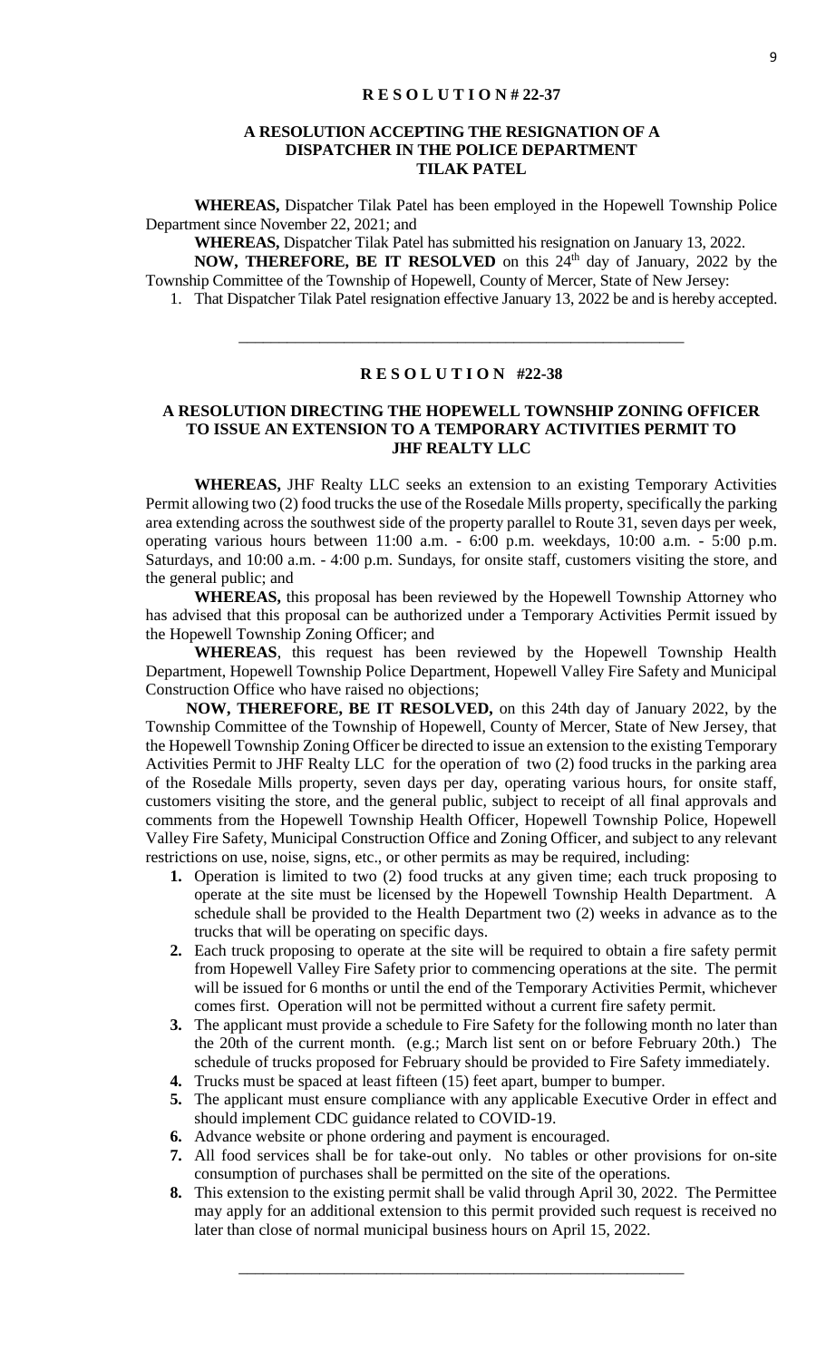**R E S O L U T I O N # 22-37**

**A RESOLUTION ACCEPTING THE RESIGNATION OF A DISPATCHER IN THE POLICE DEPARTMENT TILAK PATEL**

**WHEREAS,** Dispatcher Tilak Patel has been employed in the Hopewell Township Police Department since November 22, 2021; and

**WHEREAS,** Dispatcher Tilak Patel has submitted his resignation on January 13, 2022.

**NOW, THEREFORE, BE IT RESOLVED** on this 24th day of January, 2022 by the Township Committee of the Township of Hopewell, County of Mercer, State of New Jersey:

1. That Dispatcher Tilak Patel resignation effective January 13, 2022 be and is hereby accepted.

---

**R E S O L U T I O N #22-38**

**A RESOLUTION DIRECTING THE HOPEWELL TOWNSHIP ZONING OFFICER TO ISSUE AN EXTENSION TO A TEMPORARY ACTIVITIES PERMIT TO JHF REALTY LLC**

**WHEREAS,** JHF Realty LLC seeks an extension to an existing Temporary Activities Permit allowing two (2) food trucks the use of the Rosedale Mills property, specifically the parking area extending across the southwest side of the property parallel to Route 31, seven days per week, operating various hours between 11:00 a.m. - 6:00 p.m. weekdays, 10:00 a.m. - 5:00 p.m. Saturdays, and 10:00 a.m. - 4:00 p.m. Sundays, for onsite staff, customers visiting the store, and the general public; and

**WHEREAS,** this proposal has been reviewed by the Hopewell Township Attorney who has advised that this proposal can be authorized under a Temporary Activities Permit issued by the Hopewell Township Zoning Officer; and

**WHEREAS**, this request has been reviewed by the Hopewell Township Health Department, Hopewell Township Police Department, Hopewell Valley Fire Safety and Municipal Construction Office who have raised no objections;

**NOW, THEREFORE, BE IT RESOLVED,** on this 24th day of January 2022, by the Township Committee of the Township of Hopewell, County of Mercer, State of New Jersey, that the Hopewell Township Zoning Officer be directed to issue an extension to the existing Temporary Activities Permit to JHF Realty LLC for the operation of two (2) food trucks in the parking area of the Rosedale Mills property, seven days per day, operating various hours, for onsite staff, customers visiting the store, and the general public, subject to receipt of all final approvals and comments from the Hopewell Township Health Officer, Hopewell Township Police, Hopewell Valley Fire Safety, Municipal Construction Office and Zoning Officer, and subject to any relevant restrictions on use, noise, signs, etc., or other permits as may be required, including:

1. Operation is limited to two (2) food trucks at any given time; each truck proposing to operate at the site must be licensed by the Hopewell Township Health Department. A schedule shall be provided to the Health Department two (2) weeks in advance as to the trucks that will be operating on specific days.
2. Each truck proposing to operate at the site will be required to obtain a fire safety permit from Hopewell Valley Fire Safety prior to commencing operations at the site. The permit will be issued for 6 months or until the end of the Temporary Activities Permit, whichever comes first. Operation will not be permitted without a current fire safety permit.
3. The applicant must provide a schedule to Fire Safety for the following month no later than the 20th of the current month. (e.g.; March list sent on or before February 20th.) The schedule of trucks proposed for February should be provided to Fire Safety immediately.
4. Trucks must be spaced at least fifteen (15) feet apart, bumper to bumper.
5. The applicant must ensure compliance with any applicable Executive Order in effect and should implement CDC guidance related to COVID-19.
6. Advance website or phone ordering and payment is encouraged.
7. All food services shall be for take-out only. No tables or other provisions for on-site consumption of purchases shall be permitted on the site of the operations.
8. This extension to the existing permit shall be valid through April 30, 2022. The Permittee may apply for an additional extension to this permit provided such request is received no later than close of normal municipal business hours on April 15, 2022.

---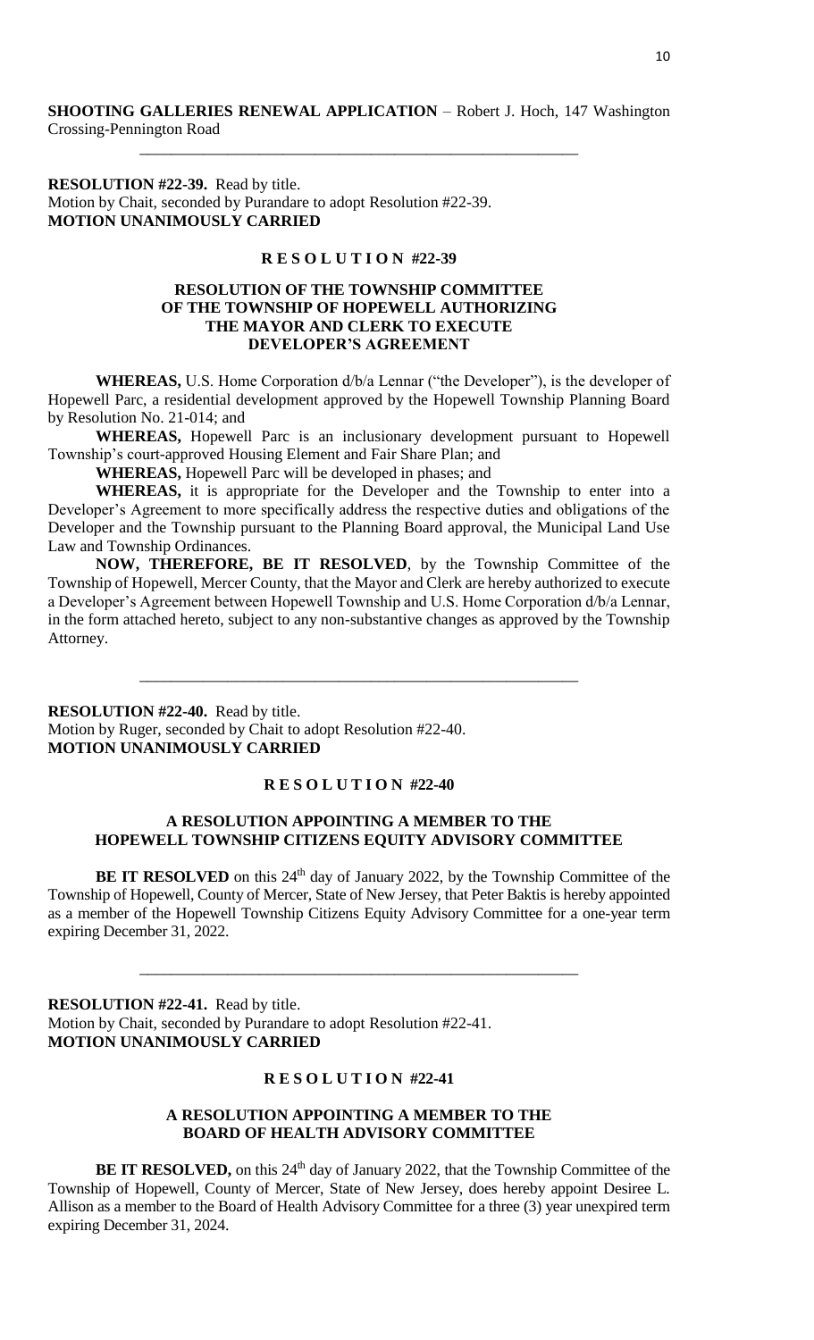**SHOOTING GALLERIES RENEWAL APPLICATION** – Robert J. Hoch, 147 Washington Crossing-Pennington Road

---

**RESOLUTION #22-39.** Read by title.
Motion by Chait, seconded by Purandare to adopt Resolution #22-39.
**MOTION UNANIMOUSLY CARRIED**

**R E S O L U T I O N #22-39**

**RESOLUTION OF THE TOWNSHIP COMMITTEE OF THE TOWNSHIP OF HOPEWELL AUTHORIZING THE MAYOR AND CLERK TO EXECUTE DEVELOPER'S AGREEMENT**

**WHEREAS,** U.S. Home Corporation d/b/a Lennar ("the Developer"), is the developer of Hopewell Parc, a residential development approved by the Hopewell Township Planning Board by Resolution No. 21-014; and

**WHEREAS,** Hopewell Parc is an inclusionary development pursuant to Hopewell Township's court-approved Housing Element and Fair Share Plan; and

**WHEREAS,** Hopewell Parc will be developed in phases; and

**WHEREAS,** it is appropriate for the Developer and the Township to enter into a Developer's Agreement to more specifically address the respective duties and obligations of the Developer and the Township pursuant to the Planning Board approval, the Municipal Land Use Law and Township Ordinances.

**NOW, THEREFORE, BE IT RESOLVED**, by the Township Committee of the Township of Hopewell, Mercer County, that the Mayor and Clerk are hereby authorized to execute a Developer's Agreement between Hopewell Township and U.S. Home Corporation d/b/a Lennar, in the form attached hereto, subject to any non-substantive changes as approved by the Township Attorney.

---

**RESOLUTION #22-40.** Read by title.
Motion by Ruger, seconded by Chait to adopt Resolution #22-40.
**MOTION UNANIMOUSLY CARRIED**

**R E S O L U T I O N #22-40**

**A RESOLUTION APPOINTING A MEMBER TO THE HOPEWELL TOWNSHIP CITIZENS EQUITY ADVISORY COMMITTEE**

**BE IT RESOLVED** on this 24th day of January 2022, by the Township Committee of the Township of Hopewell, County of Mercer, State of New Jersey, that Peter Baktis is hereby appointed as a member of the Hopewell Township Citizens Equity Advisory Committee for a one-year term expiring December 31, 2022.

---

**RESOLUTION #22-41.** Read by title.
Motion by Chait, seconded by Purandare to adopt Resolution #22-41.
**MOTION UNANIMOUSLY CARRIED**

**R E S O L U T I O N #22-41**

**A RESOLUTION APPOINTING A MEMBER TO THE BOARD OF HEALTH ADVISORY COMMITTEE**

**BE IT RESOLVED,** on this 24th day of January 2022, that the Township Committee of the Township of Hopewell, County of Mercer, State of New Jersey, does hereby appoint Desiree L. Allison as a member to the Board of Health Advisory Committee for a three (3) year unexpired term expiring December 31, 2024.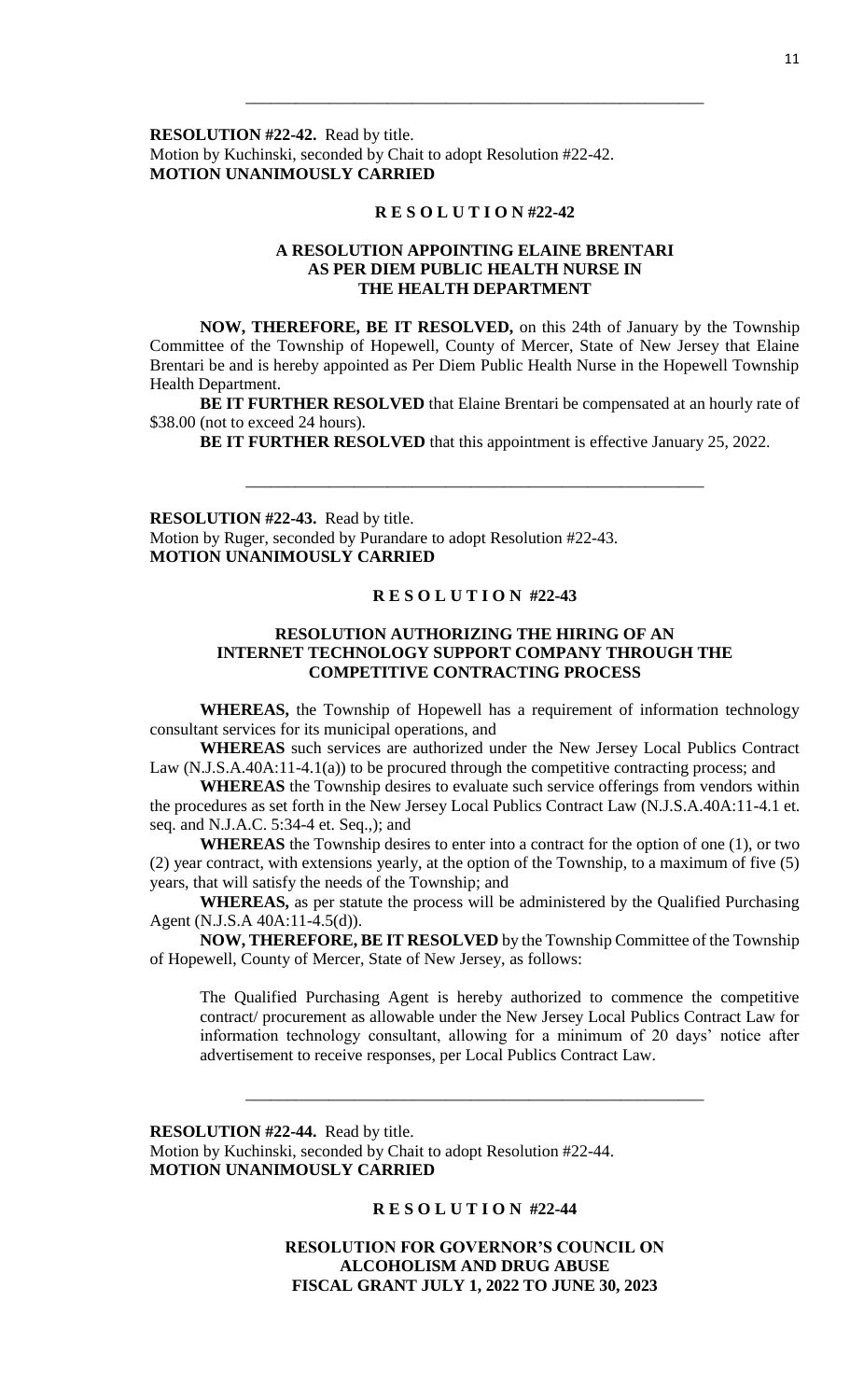---

**RESOLUTION #22-42.** Read by title.
Motion by Kuchinski, seconded by Chait to adopt Resolution #22-42.
**MOTION UNANIMOUSLY CARRIED**

**R E S O L U T I O N #22-42**

**A RESOLUTION APPOINTING ELAINE BRENTARI AS PER DIEM PUBLIC HEALTH NURSE IN THE HEALTH DEPARTMENT**

**NOW, THEREFORE, BE IT RESOLVED,** on this 24th of January by the Township Committee of the Township of Hopewell, County of Mercer, State of New Jersey that Elaine Brentari be and is hereby appointed as Per Diem Public Health Nurse in the Hopewell Township Health Department.

**BE IT FURTHER RESOLVED** that Elaine Brentari be compensated at an hourly rate of $38.00 (not to exceed 24 hours).

**BE IT FURTHER RESOLVED** that this appointment is effective January 25, 2022.

---

**RESOLUTION #22-43.** Read by title.
Motion by Ruger, seconded by Purandare to adopt Resolution #22-43.
**MOTION UNANIMOUSLY CARRIED**

**R E S O L U T I O N #22-43**

**RESOLUTION AUTHORIZING THE HIRING OF AN INTERNET TECHNOLOGY SUPPORT COMPANY THROUGH THE COMPETITIVE CONTRACTING PROCESS**

**WHEREAS,** the Township of Hopewell has a requirement of information technology consultant services for its municipal operations, and

**WHEREAS** such services are authorized under the New Jersey Local Publics Contract Law (N.J.S.A.40A:11-4.1(a)) to be procured through the competitive contracting process; and

**WHEREAS** the Township desires to evaluate such service offerings from vendors within the procedures as set forth in the New Jersey Local Publics Contract Law (N.J.S.A.40A:11-4.1 et. seq. and N.J.A.C. 5:34-4 et. Seq.,); and

**WHEREAS** the Township desires to enter into a contract for the option of one (1), or two (2) year contract, with extensions yearly, at the option of the Township, to a maximum of five (5) years, that will satisfy the needs of the Township; and

**WHEREAS,** as per statute the process will be administered by the Qualified Purchasing Agent (N.J.S.A 40A:11-4.5(d)).

**NOW, THEREFORE, BE IT RESOLVED** by the Township Committee of the Township of Hopewell, County of Mercer, State of New Jersey, as follows:

The Qualified Purchasing Agent is hereby authorized to commence the competitive contract/ procurement as allowable under the New Jersey Local Publics Contract Law for information technology consultant, allowing for a minimum of 20 days' notice after advertisement to receive responses, per Local Publics Contract Law.

---

**RESOLUTION #22-44.** Read by title.
Motion by Kuchinski, seconded by Chait to adopt Resolution #22-44.
**MOTION UNANIMOUSLY CARRIED**

**R E S O L U T I O N #22-44**

**RESOLUTION FOR GOVERNOR'S COUNCIL ON ALCOHOLISM AND DRUG ABUSE FISCAL GRANT JULY 1, 2022 TO JUNE 30, 2023**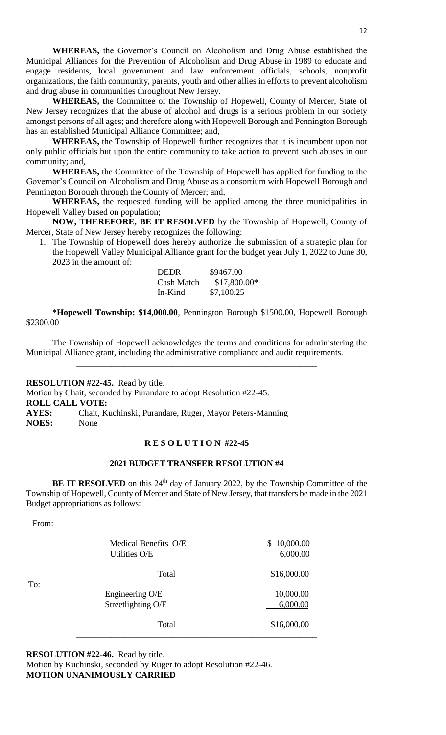**WHEREAS,** the Governor's Council on Alcoholism and Drug Abuse established the Municipal Alliances for the Prevention of Alcoholism and Drug Abuse in 1989 to educate and engage residents, local government and law enforcement officials, schools, nonprofit organizations, the faith community, parents, youth and other allies in efforts to prevent alcoholism and drug abuse in communities throughout New Jersey.

**WHEREAS, t**he Committee of the Township of Hopewell, County of Mercer, State of New Jersey recognizes that the abuse of alcohol and drugs is a serious problem in our society amongst persons of all ages; and therefore along with Hopewell Borough and Pennington Borough has an established Municipal Alliance Committee; and,

**WHEREAS,** the Township of Hopewell further recognizes that it is incumbent upon not only public officials but upon the entire community to take action to prevent such abuses in our community; and,

**WHEREAS,** the Committee of the Township of Hopewell has applied for funding to the Governor's Council on Alcoholism and Drug Abuse as a consortium with Hopewell Borough and Pennington Borough through the County of Mercer; and,

**WHEREAS,** the requested funding will be applied among the three municipalities in Hopewell Valley based on population;

**NOW, THEREFORE, BE IT RESOLVED** by the Township of Hopewell, County of Mercer, State of New Jersey hereby recognizes the following:

1. The Township of Hopewell does hereby authorize the submission of a strategic plan for the Hopewell Valley Municipal Alliance grant for the budget year July 1, 2022 to June 30, 2023 in the amount of:

| | |
|---|---|
| DEDR | $9467.00 |
| Cash Match | $17,800.00* |
| In-Kind | $7,100.25 |

\***Hopewell Township: $14,000.00**, Pennington Borough $1500.00, Hopewell Borough $2300.00

The Township of Hopewell acknowledges the terms and conditions for administering the Municipal Alliance grant, including the administrative compliance and audit requirements.

---

**RESOLUTION #22-45.** Read by title.
Motion by Chait, seconded by Purandare to adopt Resolution #22-45.
**ROLL CALL VOTE:**
**AYES:** Chait, Kuchinski, Purandare, Ruger, Mayor Peters-Manning
**NOES:** None

## R E S O L U T I O N #22-45

### 2021 BUDGET TRANSFER RESOLUTION #4

**BE IT RESOLVED** on this 24th day of January 2022, by the Township Committee of the Township of Hopewell, County of Mercer and State of New Jersey, that transfers be made in the 2021 Budget appropriations as follows:

| | | |
|---|---|---|
| From: | | |
| | Medical Benefits O/E | $ 10,000.00 |
| | Utilities O/E | 6,000.00 |
| | Total | $16,000.00 |
| To: | | |
| | Engineering O/E | 10,000.00 |
| | Streetlighting O/E | 6,000.00 |
| | Total | $16,000.00 |

---

**RESOLUTION #22-46.** Read by title.
Motion by Kuchinski, seconded by Ruger to adopt Resolution #22-46.
**MOTION UNANIMOUSLY CARRIED**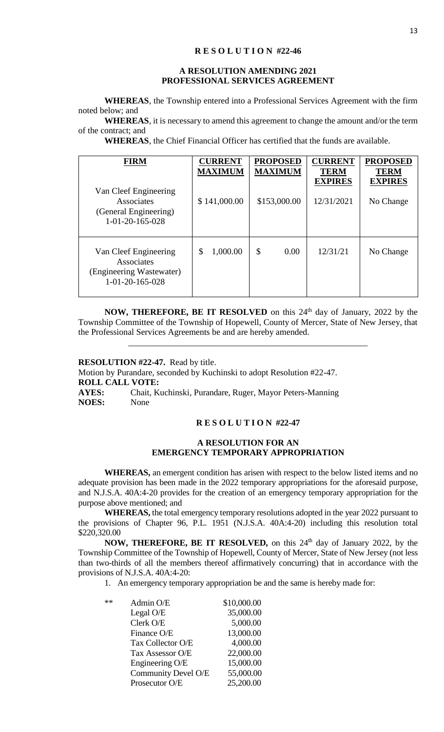# R E S O L U T I O N #22-46

## A RESOLUTION AMENDING 2021 PROFESSIONAL SERVICES AGREEMENT

**WHEREAS**, the Township entered into a Professional Services Agreement with the firm noted below; and

**WHEREAS**, it is necessary to amend this agreement to change the amount and/or the term of the contract; and

**WHEREAS**, the Chief Financial Officer has certified that the funds are available.

| FIRM | CURRENT MAXIMUM | PROPOSED MAXIMUM | CURRENT TERM EXPIRES | PROPOSED TERM EXPIRES |
|---|---|---|---|---|
| Van Cleef Engineering Associates (General Engineering) 1-01-20-165-028 | $ 141,000.00 | $153,000.00 | 12/31/2021 | No Change |
| Van Cleef Engineering Associates (Engineering Wastewater) 1-01-20-165-028 | $ 1,000.00 | $ 0.00 | 12/31/21 | No Change |

**NOW, THEREFORE, BE IT RESOLVED** on this 24th day of January, 2022 by the Township Committee of the Township of Hopewell, County of Mercer, State of New Jersey, that the Professional Services Agreements be and are hereby amended.

---

**RESOLUTION #22-47.** Read by title.

Motion by Purandare, seconded by Kuchinski to adopt Resolution #22-47.

**ROLL CALL VOTE:**

**AYES:** Chait, Kuchinski, Purandare, Ruger, Mayor Peters-Manning

**NOES:** None

# R E S O L U T I O N #22-47

## A RESOLUTION FOR AN EMERGENCY TEMPORARY APPROPRIATION

**WHEREAS,** an emergent condition has arisen with respect to the below listed items and no adequate provision has been made in the 2022 temporary appropriations for the aforesaid purpose, and N.J.S.A. 40A:4-20 provides for the creation of an emergency temporary appropriation for the purpose above mentioned; and

**WHEREAS,** the total emergency temporary resolutions adopted in the year 2022 pursuant to the provisions of Chapter 96, P.L. 1951 (N.J.S.A. 40A:4-20) including this resolution total $220,320.00

**NOW, THEREFORE, BE IT RESOLVED,** on this 24th day of January 2022, by the Township Committee of the Township of Hopewell, County of Mercer, State of New Jersey (not less than two-thirds of all the members thereof affirmatively concurring) that in accordance with the provisions of N.J.S.A. 40A:4-20:

1. An emergency temporary appropriation be and the same is hereby made for:

| | | |
|---|---|---|
| ** | Admin O/E | $10,000.00 |
| | Legal O/E | 35,000.00 |
| | Clerk O/E | 5,000.00 |
| | Finance O/E | 13,000.00 |
| | Tax Collector O/E | 4,000.00 |
| | Tax Assessor O/E | 22,000.00 |
| | Engineering O/E | 15,000.00 |
| | Community Devel O/E | 55,000.00 |
| | Prosecutor O/E | 25,200.00 |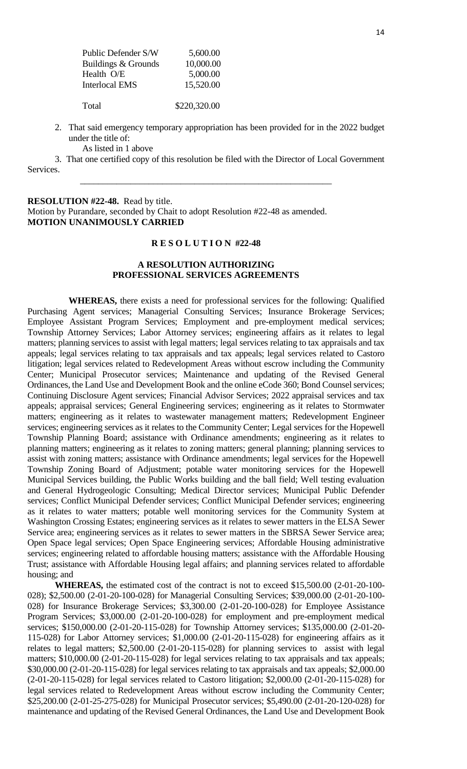| | |
|---|---|
| Public Defender S/W | 5,600.00 |
| Buildings & Grounds | 10,000.00 |
| Health O/E | 5,000.00 |
| Interlocal EMS | 15,520.00 |
| Total | $220,320.00 |

2. That said emergency temporary appropriation has been provided for in the 2022 budget under the title of:
   As listed in 1 above

3. That one certified copy of this resolution be filed with the Director of Local Government Services.

---

**RESOLUTION #22-48.** Read by title.
Motion by Purandare, seconded by Chait to adopt Resolution #22-48 as amended.
**MOTION UNANIMOUSLY CARRIED**

**R E S O L U T I O N #22-48**

**A RESOLUTION AUTHORIZING PROFESSIONAL SERVICES AGREEMENTS**

**WHEREAS,** there exists a need for professional services for the following: Qualified Purchasing Agent services; Managerial Consulting Services; Insurance Brokerage Services; Employee Assistant Program Services; Employment and pre-employment medical services; Township Attorney Services; Labor Attorney services; engineering affairs as it relates to legal matters; planning services to assist with legal matters; legal services relating to tax appraisals and tax appeals; legal services relating to tax appraisals and tax appeals; legal services related to Castoro litigation; legal services related to Redevelopment Areas without escrow including the Community Center; Municipal Prosecutor services; Maintenance and updating of the Revised General Ordinances, the Land Use and Development Book and the online eCode 360; Bond Counsel services; Continuing Disclosure Agent services; Financial Advisor Services; 2022 appraisal services and tax appeals; appraisal services; General Engineering services; engineering as it relates to Stormwater matters; engineering as it relates to wastewater management matters; Redevelopment Engineer services; engineering services as it relates to the Community Center; Legal services for the Hopewell Township Planning Board; assistance with Ordinance amendments; engineering as it relates to planning matters; engineering as it relates to zoning matters; general planning; planning services to assist with zoning matters; assistance with Ordinance amendments; legal services for the Hopewell Township Zoning Board of Adjustment; potable water monitoring services for the Hopewell Municipal Services building, the Public Works building and the ball field; Well testing evaluation and General Hydrogeologic Consulting; Medical Director services; Municipal Public Defender services; Conflict Municipal Defender services; Conflict Municipal Defender services; engineering as it relates to water matters; potable well monitoring services for the Community System at Washington Crossing Estates; engineering services as it relates to sewer matters in the ELSA Sewer Service area; engineering services as it relates to sewer matters in the SBRSA Sewer Service area; Open Space legal services; Open Space Engineering services; Affordable Housing administrative services; engineering related to affordable housing matters; assistance with the Affordable Housing Trust; assistance with Affordable Housing legal affairs; and planning services related to affordable housing; and

**WHEREAS,** the estimated cost of the contract is not to exceed $15,500.00 (2-01-20-100-028); $2,500.00 (2-01-20-100-028) for Managerial Consulting Services; $39,000.00 (2-01-20-100-028) for Insurance Brokerage Services; $3,300.00 (2-01-20-100-028) for Employee Assistance Program Services; $3,000.00 (2-01-20-100-028) for employment and pre-employment medical services; $150,000.00 (2-01-20-115-028) for Township Attorney services; $135,000.00 (2-01-20-115-028) for Labor Attorney services; $1,000.00 (2-01-20-115-028) for engineering affairs as it relates to legal matters; $2,500.00 (2-01-20-115-028) for planning services to assist with legal matters; $10,000.00 (2-01-20-115-028) for legal services relating to tax appraisals and tax appeals; $30,000.00 (2-01-20-115-028) for legal services relating to tax appraisals and tax appeals; $2,000.00 (2-01-20-115-028) for legal services related to Castoro litigation; $2,000.00 (2-01-20-115-028) for legal services related to Redevelopment Areas without escrow including the Community Center; $25,200.00 (2-01-25-275-028) for Municipal Prosecutor services; $5,490.00 (2-01-20-120-028) for maintenance and updating of the Revised General Ordinances, the Land Use and Development Book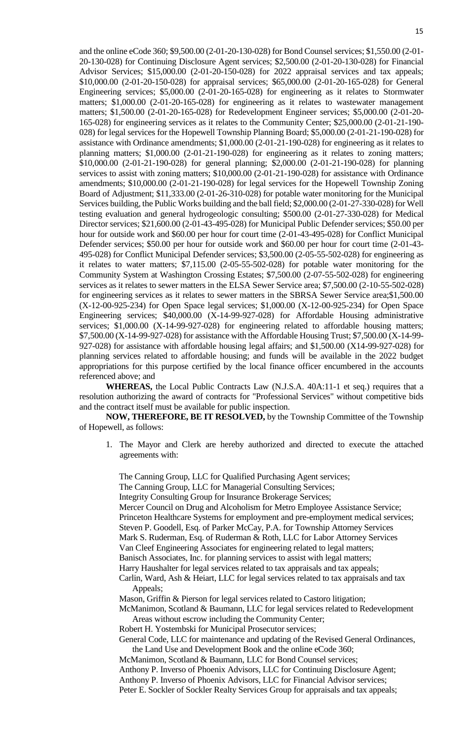and the online eCode 360; $9,500.00 (2-01-20-130-028) for Bond Counsel services; $1,550.00 (2-01-20-130-028) for Continuing Disclosure Agent services; $2,500.00 (2-01-20-130-028) for Financial Advisor Services; $15,000.00 (2-01-20-150-028) for 2022 appraisal services and tax appeals; $10,000.00 (2-01-20-150-028) for appraisal services; $65,000.00 (2-01-20-165-028) for General Engineering services; $5,000.00 (2-01-20-165-028) for engineering as it relates to Stormwater matters; $1,000.00 (2-01-20-165-028) for engineering as it relates to wastewater management matters; $1,500.00 (2-01-20-165-028) for Redevelopment Engineer services; $5,000.00 (2-01-20-165-028) for engineering services as it relates to the Community Center; $25,000.00 (2-01-21-190-028) for legal services for the Hopewell Township Planning Board; $5,000.00 (2-01-21-190-028) for assistance with Ordinance amendments; $1,000.00 (2-01-21-190-028) for engineering as it relates to planning matters; $1,000.00 (2-01-21-190-028) for engineering as it relates to zoning matters; $10,000.00 (2-01-21-190-028) for general planning; $2,000.00 (2-01-21-190-028) for planning services to assist with zoning matters; $10,000.00 (2-01-21-190-028) for assistance with Ordinance amendments; $10,000.00 (2-01-21-190-028) for legal services for the Hopewell Township Zoning Board of Adjustment; $11,333.00 (2-01-26-310-028) for potable water monitoring for the Municipal Services building, the Public Works building and the ball field; $2,000.00 (2-01-27-330-028) for Well testing evaluation and general hydrogeologic consulting; $500.00 (2-01-27-330-028) for Medical Director services; $21,600.00 (2-01-43-495-028) for Municipal Public Defender services; $50.00 per hour for outside work and $60.00 per hour for court time (2-01-43-495-028) for Conflict Municipal Defender services; $50.00 per hour for outside work and $60.00 per hour for court time (2-01-43-495-028) for Conflict Municipal Defender services; $3,500.00 (2-05-55-502-028) for engineering as it relates to water matters; $7,115.00 (2-05-55-502-028) for potable water monitoring for the Community System at Washington Crossing Estates; $7,500.00 (2-07-55-502-028) for engineering services as it relates to sewer matters in the ELSA Sewer Service area; $7,500.00 (2-10-55-502-028) for engineering services as it relates to sewer matters in the SBRSA Sewer Service area;$1,500.00 (X-12-00-925-234) for Open Space legal services; $1,000.00 (X-12-00-925-234) for Open Space Engineering services; $40,000.00 (X-14-99-927-028) for Affordable Housing administrative services; $1,000.00 (X-14-99-927-028) for engineering related to affordable housing matters; $7,500.00 (X-14-99-927-028) for assistance with the Affordable Housing Trust; $7,500.00 (X-14-99-927-028) for assistance with affordable housing legal affairs; and $1,500.00 (X14-99-927-028) for planning services related to affordable housing; and funds will be available in the 2022 budget appropriations for this purpose certified by the local finance officer encumbered in the accounts referenced above; and

**WHEREAS,** the Local Public Contracts Law (N.J.S.A. 40A:11-1 et seq.) requires that a resolution authorizing the award of contracts for "Professional Services" without competitive bids and the contract itself must be available for public inspection.

**NOW, THEREFORE, BE IT RESOLVED,** by the Township Committee of the Township of Hopewell, as follows:

1. The Mayor and Clerk are hereby authorized and directed to execute the attached agreements with:

   The Canning Group, LLC for Qualified Purchasing Agent services;
   The Canning Group, LLC for Managerial Consulting Services;
   Integrity Consulting Group for Insurance Brokerage Services;
   Mercer Council on Drug and Alcoholism for Metro Employee Assistance Service;
   Princeton Healthcare Systems for employment and pre-employment medical services;
   Steven P. Goodell, Esq. of Parker McCay, P.A. for Township Attorney Services
   Mark S. Ruderman, Esq. of Ruderman & Roth, LLC for Labor Attorney Services
   Van Cleef Engineering Associates for engineering related to legal matters;
   Banisch Associates, Inc. for planning services to assist with legal matters;
   Harry Haushalter for legal services related to tax appraisals and tax appeals;
   Carlin, Ward, Ash & Heiart, LLC for legal services related to tax appraisals and tax Appeals;
   Mason, Griffin & Pierson for legal services related to Castoro litigation;
   McManimon, Scotland & Baumann, LLC for legal services related to Redevelopment Areas without escrow including the Community Center;
   Robert H. Yostembski for Municipal Prosecutor services;
   General Code, LLC for maintenance and updating of the Revised General Ordinances, the Land Use and Development Book and the online eCode 360;
   McManimon, Scotland & Baumann, LLC for Bond Counsel services;
   Anthony P. Inverso of Phoenix Advisors, LLC for Continuing Disclosure Agent;
   Anthony P. Inverso of Phoenix Advisors, LLC for Financial Advisor services;
   Peter E. Sockler of Sockler Realty Services Group for appraisals and tax appeals;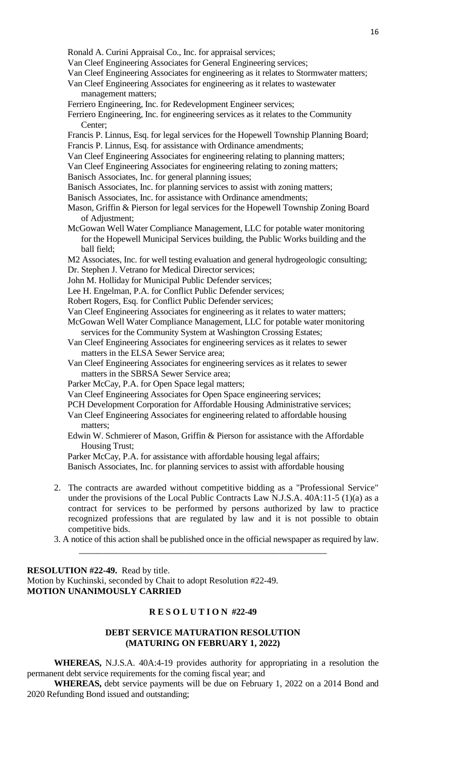Ronald A. Curini Appraisal Co., Inc. for appraisal services;
Van Cleef Engineering Associates for General Engineering services;
Van Cleef Engineering Associates for engineering as it relates to Stormwater matters;
Van Cleef Engineering Associates for engineering as it relates to wastewater management matters;
Ferriero Engineering, Inc. for Redevelopment Engineer services;
Ferriero Engineering, Inc. for engineering services as it relates to the Community Center;
Francis P. Linnus, Esq. for legal services for the Hopewell Township Planning Board;
Francis P. Linnus, Esq. for assistance with Ordinance amendments;
Van Cleef Engineering Associates for engineering relating to planning matters;
Van Cleef Engineering Associates for engineering relating to zoning matters;
Banisch Associates, Inc. for general planning issues;
Banisch Associates, Inc. for planning services to assist with zoning matters;
Banisch Associates, Inc. for assistance with Ordinance amendments;
Mason, Griffin & Pierson for legal services for the Hopewell Township Zoning Board of Adjustment;
McGowan Well Water Compliance Management, LLC for potable water monitoring for the Hopewell Municipal Services building, the Public Works building and the ball field;
M2 Associates, Inc. for well testing evaluation and general hydrogeologic consulting;
Dr. Stephen J. Vetrano for Medical Director services;
John M. Holliday for Municipal Public Defender services;
Lee H. Engelman, P.A. for Conflict Public Defender services;
Robert Rogers, Esq. for Conflict Public Defender services;
Van Cleef Engineering Associates for engineering as it relates to water matters;
McGowan Well Water Compliance Management, LLC for potable water monitoring services for the Community System at Washington Crossing Estates;
Van Cleef Engineering Associates for engineering services as it relates to sewer matters in the ELSA Sewer Service area;
Van Cleef Engineering Associates for engineering services as it relates to sewer matters in the SBRSA Sewer Service area;
Parker McCay, P.A. for Open Space legal matters;
Van Cleef Engineering Associates for Open Space engineering services;
PCH Development Corporation for Affordable Housing Administrative services;
Van Cleef Engineering Associates for engineering related to affordable housing matters;
Edwin W. Schmierer of Mason, Griffin & Pierson for assistance with the Affordable Housing Trust;
Parker McCay, P.A. for assistance with affordable housing legal affairs;
Banisch Associates, Inc. for planning services to assist with affordable housing

2. The contracts are awarded without competitive bidding as a "Professional Service" under the provisions of the Local Public Contracts Law N.J.S.A. 40A:11-5 (1)(a) as a contract for services to be performed by persons authorized by law to practice recognized professions that are regulated by law and it is not possible to obtain competitive bids.
3. A notice of this action shall be published once in the official newspaper as required by law.

---

**RESOLUTION #22-49.** Read by title.
Motion by Kuchinski, seconded by Chait to adopt Resolution #22-49.
**MOTION UNANIMOUSLY CARRIED**

**R E S O L U T I O N #22-49**

**DEBT SERVICE MATURATION RESOLUTION**
**(MATURING ON FEBRUARY 1, 2022)**

**WHEREAS,** N.J.S.A. 40A:4-19 provides authority for appropriating in a resolution the permanent debt service requirements for the coming fiscal year; and

**WHEREAS,** debt service payments will be due on February 1, 2022 on a 2014 Bond and 2020 Refunding Bond issued and outstanding;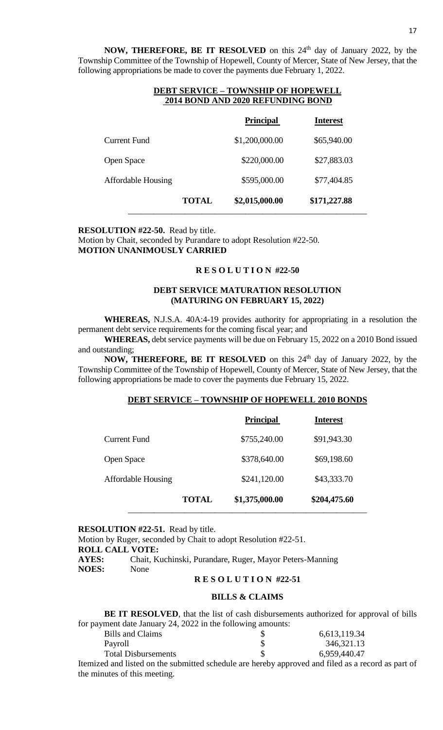**NOW, THEREFORE, BE IT RESOLVED** on this 24th day of January 2022, by the Township Committee of the Township of Hopewell, County of Mercer, State of New Jersey, that the following appropriations be made to cover the payments due February 1, 2022.

**DEBT SERVICE – TOWNSHIP OF HOPEWELL**
**2014 BOND AND 2020 REFUNDING BOND**

| | **Principal** | **Interest** |
|---|---|---|
| Current Fund | $1,200,000.00 | $65,940.00 |
| Open Space | $220,000.00 | $27,883.03 |
| Affordable Housing | $595,000.00 | $77,404.85 |
| **TOTAL** | **$2,015,000.00** | **$171,227.88** |

**RESOLUTION #22-50.** Read by title.
Motion by Chait, seconded by Purandare to adopt Resolution #22-50.
**MOTION UNANIMOUSLY CARRIED**

**R E S O L U T I O N #22-50**

**DEBT SERVICE MATURATION RESOLUTION**
**(MATURING ON FEBRUARY 15, 2022)**

**WHEREAS,** N.J.S.A. 40A:4-19 provides authority for appropriating in a resolution the permanent debt service requirements for the coming fiscal year; and

**WHEREAS,** debt service payments will be due on February 15, 2022 on a 2010 Bond issued and outstanding;

**NOW, THEREFORE, BE IT RESOLVED** on this 24th day of January 2022, by the Township Committee of the Township of Hopewell, County of Mercer, State of New Jersey, that the following appropriations be made to cover the payments due February 15, 2022.

**DEBT SERVICE – TOWNSHIP OF HOPEWELL 2010 BONDS**

| | **Principal** | **Interest** |
|---|---|---|
| Current Fund | $755,240.00 | $91,943.30 |
| Open Space | $378,640.00 | $69,198.60 |
| Affordable Housing | $241,120.00 | $43,333.70 |
| **TOTAL** | **$1,375,000.00** | **$204,475.60** |

**RESOLUTION #22-51.** Read by title.
Motion by Ruger, seconded by Chait to adopt Resolution #22-51.
**ROLL CALL VOTE:**
**AYES:** Chait, Kuchinski, Purandare, Ruger, Mayor Peters-Manning
**NOES:** None

**R E S O L U T I O N #22-51**

**BILLS & CLAIMS**

**BE IT RESOLVED**, that the list of cash disbursements authorized for approval of bills for payment date January 24, 2022 in the following amounts:

| | | |
|---|---|---|
| Bills and Claims | $ | 6,613,119.34 |
| Payroll | $ | 346,321.13 |
| Total Disbursements | $ | 6,959,440.47 |

Itemized and listed on the submitted schedule are hereby approved and filed as a record as part of the minutes of this meeting.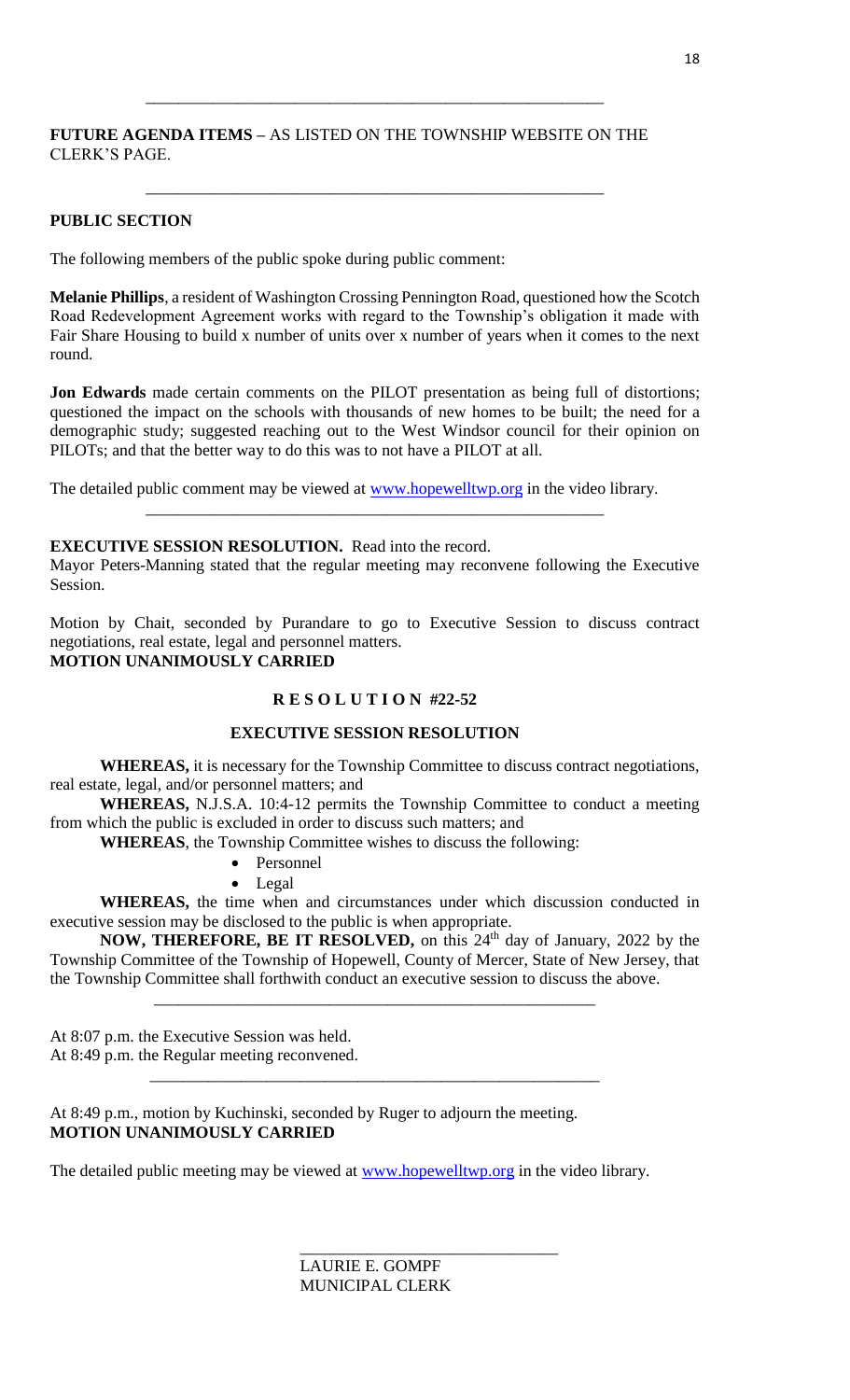---

**FUTURE AGENDA ITEMS –** AS LISTED ON THE TOWNSHIP WEBSITE ON THE CLERK'S PAGE.

---

**PUBLIC SECTION**

The following members of the public spoke during public comment:

**Melanie Phillips**, a resident of Washington Crossing Pennington Road, questioned how the Scotch Road Redevelopment Agreement works with regard to the Township's obligation it made with Fair Share Housing to build x number of units over x number of years when it comes to the next round.

**Jon Edwards** made certain comments on the PILOT presentation as being full of distortions; questioned the impact on the schools with thousands of new homes to be built; the need for a demographic study; suggested reaching out to the West Windsor council for their opinion on PILOTs; and that the better way to do this was to not have a PILOT at all.

The detailed public comment may be viewed at www.hopewelltwp.org in the video library.

---

**EXECUTIVE SESSION RESOLUTION.** Read into the record.

Mayor Peters-Manning stated that the regular meeting may reconvene following the Executive Session.

Motion by Chait, seconded by Purandare to go to Executive Session to discuss contract negotiations, real estate, legal and personnel matters.

**MOTION UNANIMOUSLY CARRIED**

**R E S O L U T I O N #22-52**

**EXECUTIVE SESSION RESOLUTION**

**WHEREAS,** it is necessary for the Township Committee to discuss contract negotiations, real estate, legal, and/or personnel matters; and

**WHEREAS,** N.J.S.A. 10:4-12 permits the Township Committee to conduct a meeting from which the public is excluded in order to discuss such matters; and

**WHEREAS**, the Township Committee wishes to discuss the following:

- Personnel
- Legal

**WHEREAS,** the time when and circumstances under which discussion conducted in executive session may be disclosed to the public is when appropriate.

**NOW, THEREFORE, BE IT RESOLVED,** on this 24th day of January, 2022 by the Township Committee of the Township of Hopewell, County of Mercer, State of New Jersey, that the Township Committee shall forthwith conduct an executive session to discuss the above.

---

At 8:07 p.m. the Executive Session was held.
At 8:49 p.m. the Regular meeting reconvened.

---

At 8:49 p.m., motion by Kuchinski, seconded by Ruger to adjourn the meeting.

**MOTION UNANIMOUSLY CARRIED**

The detailed public meeting may be viewed at www.hopewelltwp.org in the video library.

\_\_\_\_\_\_\_\_\_\_\_\_\_\_\_\_\_\_\_\_\_\_\_\_\_\_\_\_\_\_

LAURIE E. GOMPF
MUNICIPAL CLERK